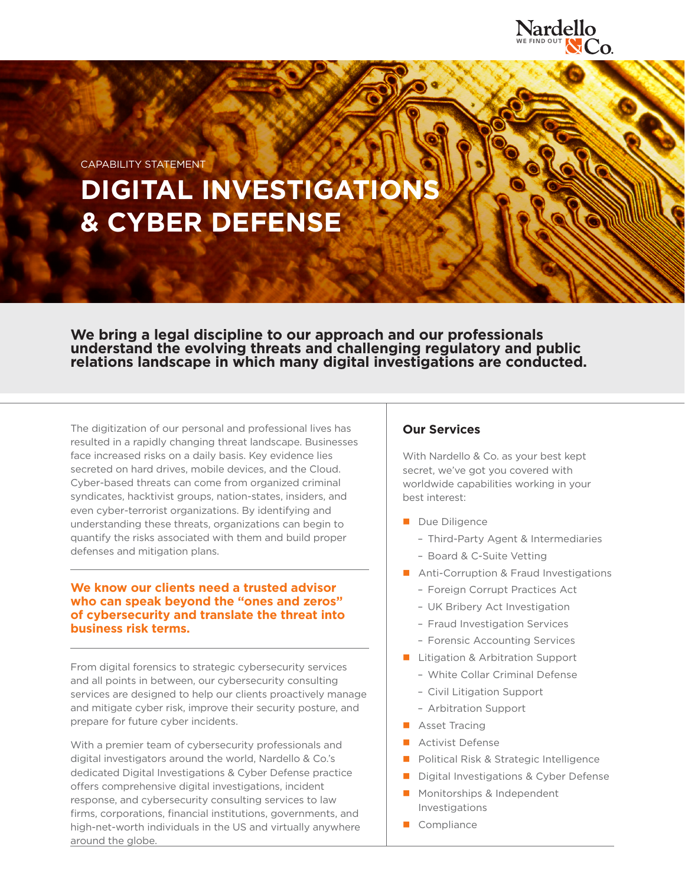Nardello & Co.
WE FIND OUT

CAPABILITY STATEMENT

# DIGITAL INVESTIGATIONS & CYBER DEFENSE

**We bring a legal discipline to our approach and our professionals understand the evolving threats and challenging regulatory and public relations landscape in which many digital investigations are conducted.**

The digitization of our personal and professional lives has resulted in a rapidly changing threat landscape. Businesses face increased risks on a daily basis. Key evidence lies secreted on hard drives, mobile devices, and the Cloud. Cyber-based threats can come from organized criminal syndicates, hacktivist groups, nation-states, insiders, and even cyber-terrorist organizations. By identifying and understanding these threats, organizations can begin to quantify the risks associated with them and build proper defenses and mitigation plans.

**We know our clients need a trusted advisor who can speak beyond the "ones and zeros" of cybersecurity and translate the threat into business risk terms.**

From digital forensics to strategic cybersecurity services and all points in between, our cybersecurity consulting services are designed to help our clients proactively manage and mitigate cyber risk, improve their security posture, and prepare for future cyber incidents.

With a premier team of cybersecurity professionals and digital investigators around the world, Nardello & Co.'s dedicated Digital Investigations & Cyber Defense practice offers comprehensive digital investigations, incident response, and cybersecurity consulting services to law firms, corporations, financial institutions, governments, and high-net-worth individuals in the US and virtually anywhere around the globe.

## Our Services

With Nardello & Co. as your best kept secret, we've got you covered with worldwide capabilities working in your best interest:

- Due Diligence
  - Third-Party Agent & Intermediaries
  - Board & C-Suite Vetting
- Anti-Corruption & Fraud Investigations
  - Foreign Corrupt Practices Act
  - UK Bribery Act Investigation
  - Fraud Investigation Services
  - Forensic Accounting Services
- Litigation & Arbitration Support
  - White Collar Criminal Defense
  - Civil Litigation Support
  - Arbitration Support
- Asset Tracing
- Activist Defense
- Political Risk & Strategic Intelligence
- Digital Investigations & Cyber Defense
- Monitorships & Independent Investigations
- Compliance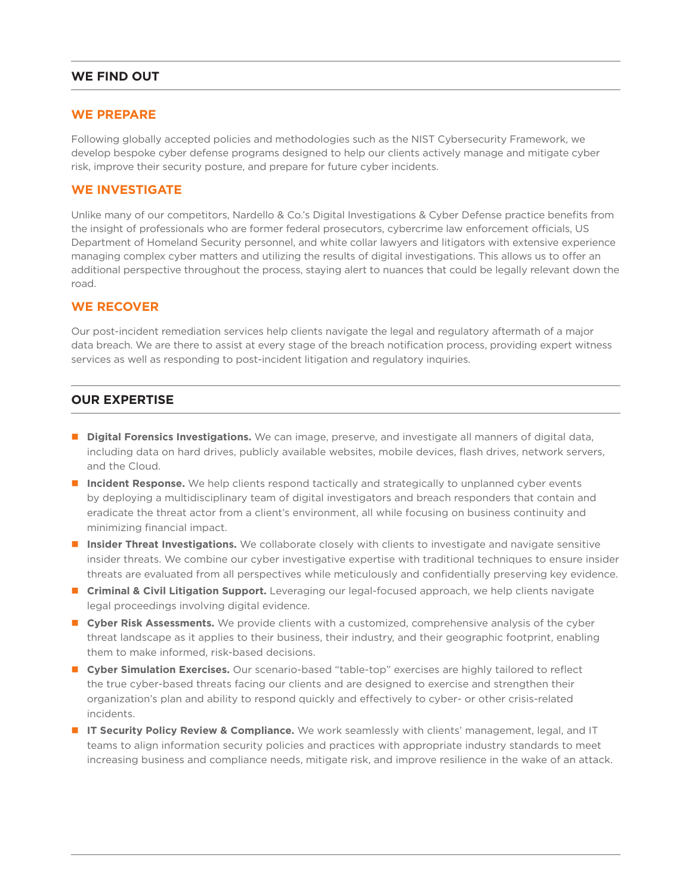## WE FIND OUT

### WE PREPARE

Following globally accepted policies and methodologies such as the NIST Cybersecurity Framework, we develop bespoke cyber defense programs designed to help our clients actively manage and mitigate cyber risk, improve their security posture, and prepare for future cyber incidents.

### WE INVESTIGATE

Unlike many of our competitors, Nardello & Co.'s Digital Investigations & Cyber Defense practice benefits from the insight of professionals who are former federal prosecutors, cybercrime law enforcement officials, US Department of Homeland Security personnel, and white collar lawyers and litigators with extensive experience managing complex cyber matters and utilizing the results of digital investigations. This allows us to offer an additional perspective throughout the process, staying alert to nuances that could be legally relevant down the road.

### WE RECOVER

Our post-incident remediation services help clients navigate the legal and regulatory aftermath of a major data breach. We are there to assist at every stage of the breach notification process, providing expert witness services as well as responding to post-incident litigation and regulatory inquiries.

## OUR EXPERTISE

- **Digital Forensics Investigations.** We can image, preserve, and investigate all manners of digital data, including data on hard drives, publicly available websites, mobile devices, flash drives, network servers, and the Cloud.
- **Incident Response.** We help clients respond tactically and strategically to unplanned cyber events by deploying a multidisciplinary team of digital investigators and breach responders that contain and eradicate the threat actor from a client's environment, all while focusing on business continuity and minimizing financial impact.
- **Insider Threat Investigations.** We collaborate closely with clients to investigate and navigate sensitive insider threats. We combine our cyber investigative expertise with traditional techniques to ensure insider threats are evaluated from all perspectives while meticulously and confidentially preserving key evidence.
- **Criminal & Civil Litigation Support.** Leveraging our legal-focused approach, we help clients navigate legal proceedings involving digital evidence.
- **Cyber Risk Assessments.** We provide clients with a customized, comprehensive analysis of the cyber threat landscape as it applies to their business, their industry, and their geographic footprint, enabling them to make informed, risk-based decisions.
- **Cyber Simulation Exercises.** Our scenario-based "table-top" exercises are highly tailored to reflect the true cyber-based threats facing our clients and are designed to exercise and strengthen their organization's plan and ability to respond quickly and effectively to cyber- or other crisis-related incidents.
- **IT Security Policy Review & Compliance.** We work seamlessly with clients' management, legal, and IT teams to align information security policies and practices with appropriate industry standards to meet increasing business and compliance needs, mitigate risk, and improve resilience in the wake of an attack.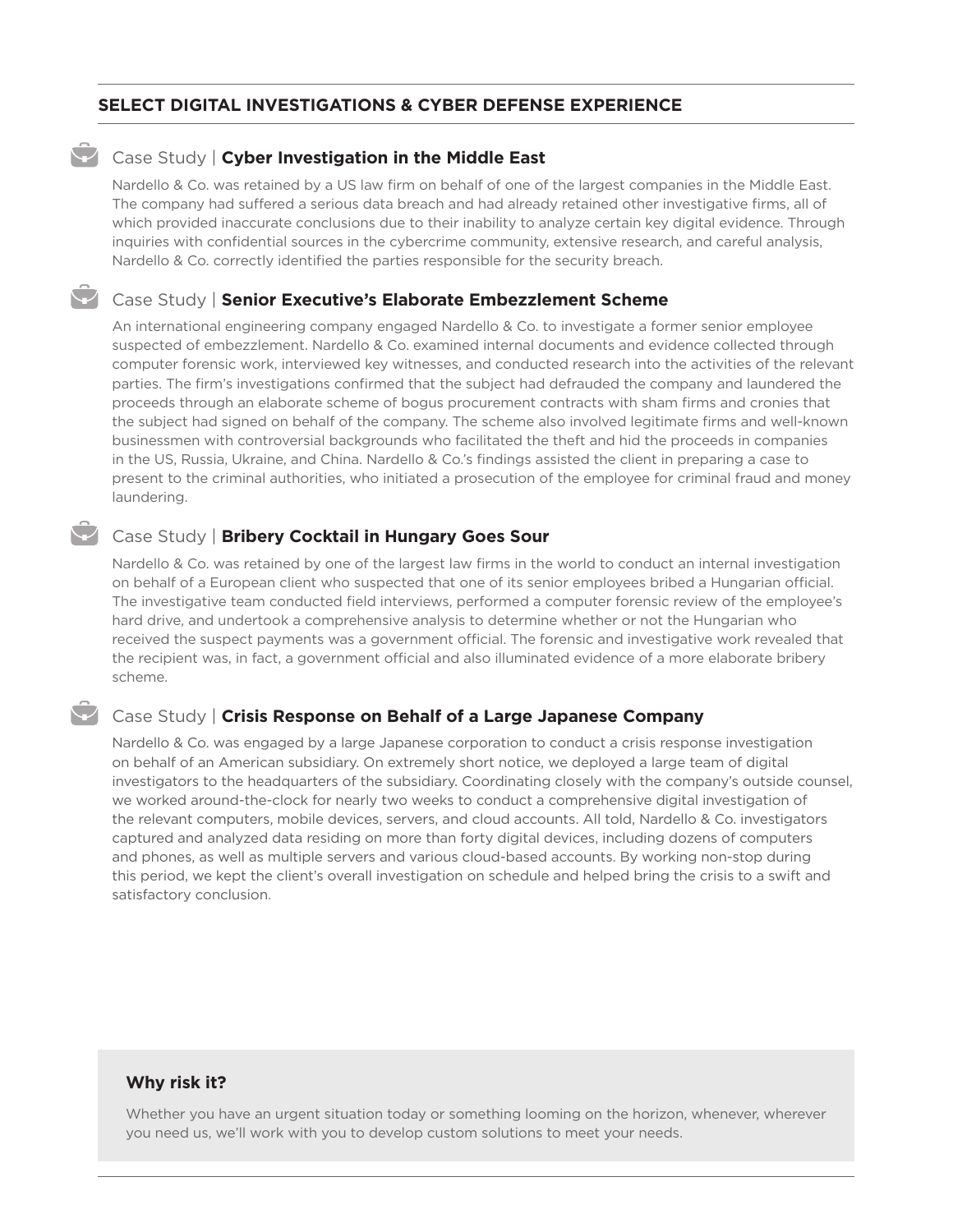## SELECT DIGITAL INVESTIGATIONS & CYBER DEFENSE EXPERIENCE

### Case Study | **Cyber Investigation in the Middle East**

Nardello & Co. was retained by a US law firm on behalf of one of the largest companies in the Middle East. The company had suffered a serious data breach and had already retained other investigative firms, all of which provided inaccurate conclusions due to their inability to analyze certain key digital evidence. Through inquiries with confidential sources in the cybercrime community, extensive research, and careful analysis, Nardello & Co. correctly identified the parties responsible for the security breach.

### Case Study | **Senior Executive's Elaborate Embezzlement Scheme**

An international engineering company engaged Nardello & Co. to investigate a former senior employee suspected of embezzlement. Nardello & Co. examined internal documents and evidence collected through computer forensic work, interviewed key witnesses, and conducted research into the activities of the relevant parties. The firm's investigations confirmed that the subject had defrauded the company and laundered the proceeds through an elaborate scheme of bogus procurement contracts with sham firms and cronies that the subject had signed on behalf of the company. The scheme also involved legitimate firms and well-known businessmen with controversial backgrounds who facilitated the theft and hid the proceeds in companies in the US, Russia, Ukraine, and China. Nardello & Co.'s findings assisted the client in preparing a case to present to the criminal authorities, who initiated a prosecution of the employee for criminal fraud and money laundering.

### Case Study | **Bribery Cocktail in Hungary Goes Sour**

Nardello & Co. was retained by one of the largest law firms in the world to conduct an internal investigation on behalf of a European client who suspected that one of its senior employees bribed a Hungarian official. The investigative team conducted field interviews, performed a computer forensic review of the employee's hard drive, and undertook a comprehensive analysis to determine whether or not the Hungarian who received the suspect payments was a government official. The forensic and investigative work revealed that the recipient was, in fact, a government official and also illuminated evidence of a more elaborate bribery scheme.

### Case Study | **Crisis Response on Behalf of a Large Japanese Company**

Nardello & Co. was engaged by a large Japanese corporation to conduct a crisis response investigation on behalf of an American subsidiary. On extremely short notice, we deployed a large team of digital investigators to the headquarters of the subsidiary. Coordinating closely with the company's outside counsel, we worked around-the-clock for nearly two weeks to conduct a comprehensive digital investigation of the relevant computers, mobile devices, servers, and cloud accounts. All told, Nardello & Co. investigators captured and analyzed data residing on more than forty digital devices, including dozens of computers and phones, as well as multiple servers and various cloud-based accounts. By working non-stop during this period, we kept the client's overall investigation on schedule and helped bring the crisis to a swift and satisfactory conclusion.

**Why risk it?**

Whether you have an urgent situation today or something looming on the horizon, whenever, wherever you need us, we'll work with you to develop custom solutions to meet your needs.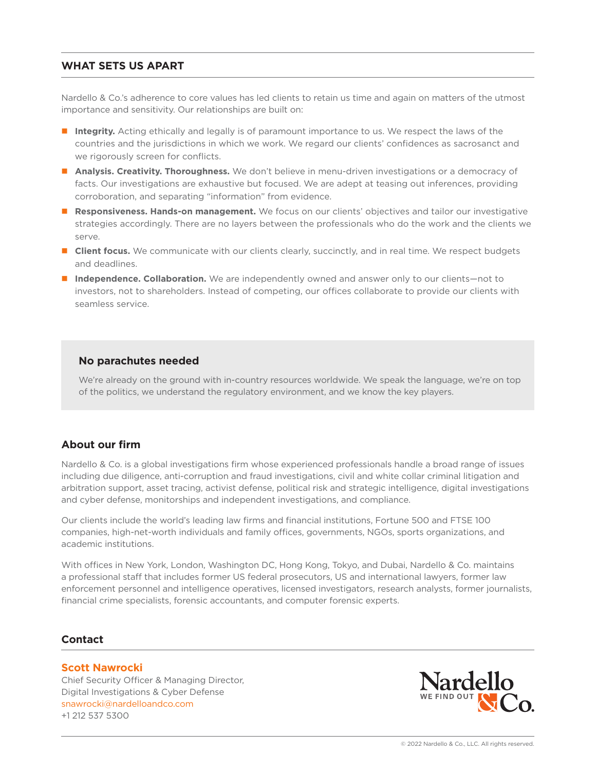## WHAT SETS US APART

Nardello & Co.'s adherence to core values has led clients to retain us time and again on matters of the utmost importance and sensitivity. Our relationships are built on:

- **Integrity.** Acting ethically and legally is of paramount importance to us. We respect the laws of the countries and the jurisdictions in which we work. We regard our clients' confidences as sacrosanct and we rigorously screen for conflicts.
- **Analysis. Creativity. Thoroughness.** We don't believe in menu-driven investigations or a democracy of facts. Our investigations are exhaustive but focused. We are adept at teasing out inferences, providing corroboration, and separating "information" from evidence.
- **Responsiveness. Hands-on management.** We focus on our clients' objectives and tailor our investigative strategies accordingly. There are no layers between the professionals who do the work and the clients we serve.
- **Client focus.** We communicate with our clients clearly, succinctly, and in real time. We respect budgets and deadlines.
- **Independence. Collaboration.** We are independently owned and answer only to our clients—not to investors, not to shareholders. Instead of competing, our offices collaborate to provide our clients with seamless service.

### No parachutes needed

We're already on the ground with in-country resources worldwide. We speak the language, we're on top of the politics, we understand the regulatory environment, and we know the key players.

### About our firm

Nardello & Co. is a global investigations firm whose experienced professionals handle a broad range of issues including due diligence, anti-corruption and fraud investigations, civil and white collar criminal litigation and arbitration support, asset tracing, activist defense, political risk and strategic intelligence, digital investigations and cyber defense, monitorships and independent investigations, and compliance.

Our clients include the world's leading law firms and financial institutions, Fortune 500 and FTSE 100 companies, high-net-worth individuals and family offices, governments, NGOs, sports organizations, and academic institutions.

With offices in New York, London, Washington DC, Hong Kong, Tokyo, and Dubai, Nardello & Co. maintains a professional staff that includes former US federal prosecutors, US and international lawyers, former law enforcement personnel and intelligence operatives, licensed investigators, research analysts, former journalists, financial crime specialists, forensic accountants, and computer forensic experts.

### Contact

**Scott Nawrocki**
Chief Security Officer & Managing Director,
Digital Investigations & Cyber Defense
snawrocki@nardelloandco.com
+1 212 537 5300

Nardello & Co.
WE FIND OUT

© 2022 Nardello & Co., LLC. All rights reserved.